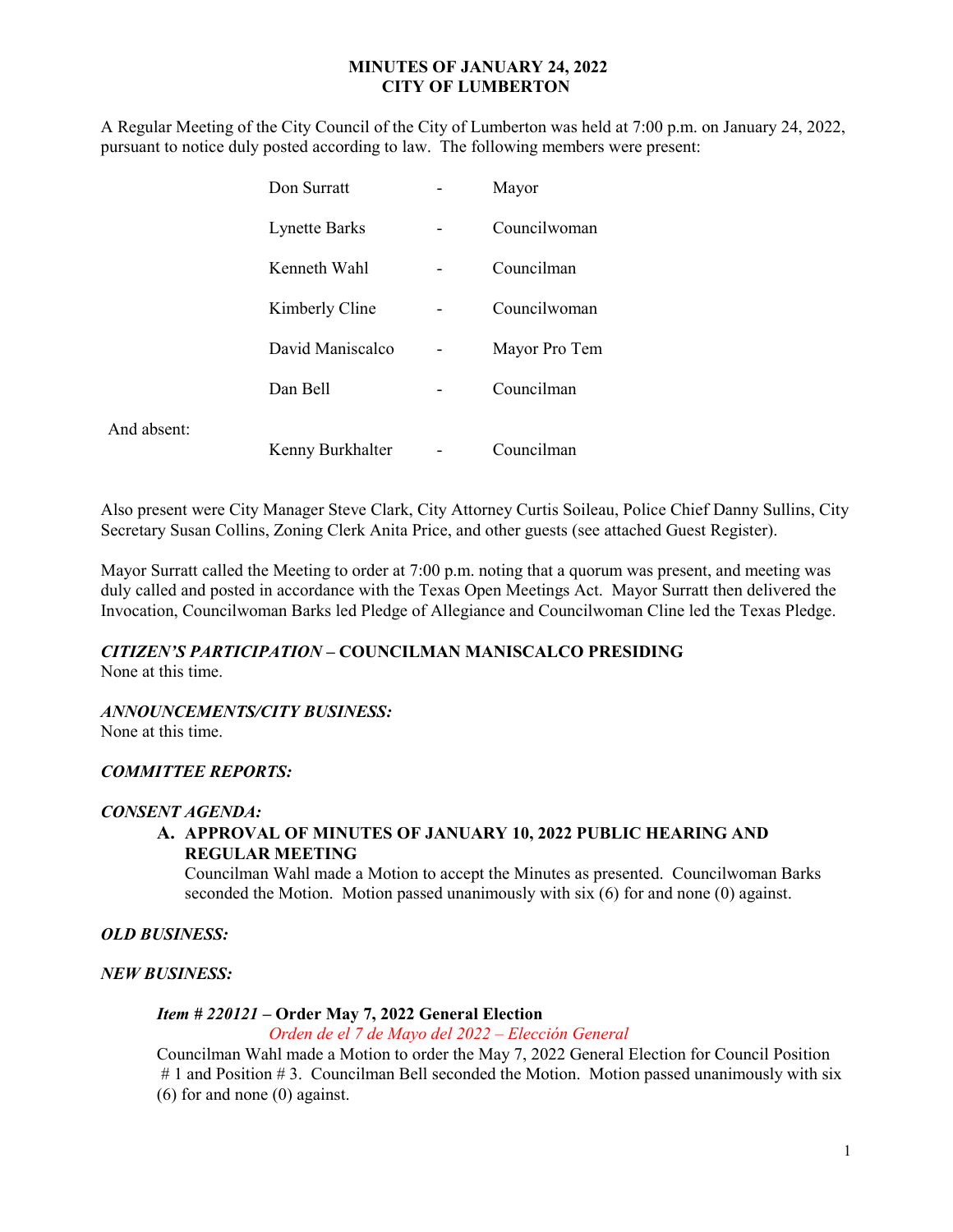**MINUTES OF JANUARY 24, 2022**
**CITY OF LUMBERTON**

A Regular Meeting of the City Council of the City of Lumberton was held at 7:00 p.m. on January 24, 2022, pursuant to notice duly posted according to law. The following members were present:

| | | | |
|---|---|---|---|
| | Don Surratt | - | Mayor |
| | Lynette Barks | - | Councilwoman |
| | Kenneth Wahl | - | Councilman |
| | Kimberly Cline | - | Councilwoman |
| | David Maniscalco | - | Mayor Pro Tem |
| | Dan Bell | - | Councilman |
| And absent: | Kenny Burkhalter | - | Councilman |

Also present were City Manager Steve Clark, City Attorney Curtis Soileau, Police Chief Danny Sullins, City Secretary Susan Collins, Zoning Clerk Anita Price, and other guests (see attached Guest Register).

Mayor Surratt called the Meeting to order at 7:00 p.m. noting that a quorum was present, and meeting was duly called and posted in accordance with the Texas Open Meetings Act. Mayor Surratt then delivered the Invocation, Councilwoman Barks led Pledge of Allegiance and Councilwoman Cline led the Texas Pledge.

***CITIZEN'S PARTICIPATION* – COUNCILMAN MANISCALCO PRESIDING**
None at this time.

***ANNOUNCEMENTS/CITY BUSINESS:***
None at this time.

***COMMITTEE REPORTS:***

***CONSENT AGENDA:***

**A. APPROVAL OF MINUTES OF JANUARY 10, 2022 PUBLIC HEARING AND REGULAR MEETING**
Councilman Wahl made a Motion to accept the Minutes as presented. Councilwoman Barks seconded the Motion. Motion passed unanimously with six (6) for and none (0) against.

***OLD BUSINESS:***

***NEW BUSINESS:***

***Item # 220121* – Order May 7, 2022 General Election**
*Orden de el 7 de Mayo del 2022 – Elección General*
Councilman Wahl made a Motion to order the May 7, 2022 General Election for Council Position # 1 and Position # 3. Councilman Bell seconded the Motion. Motion passed unanimously with six (6) for and none (0) against.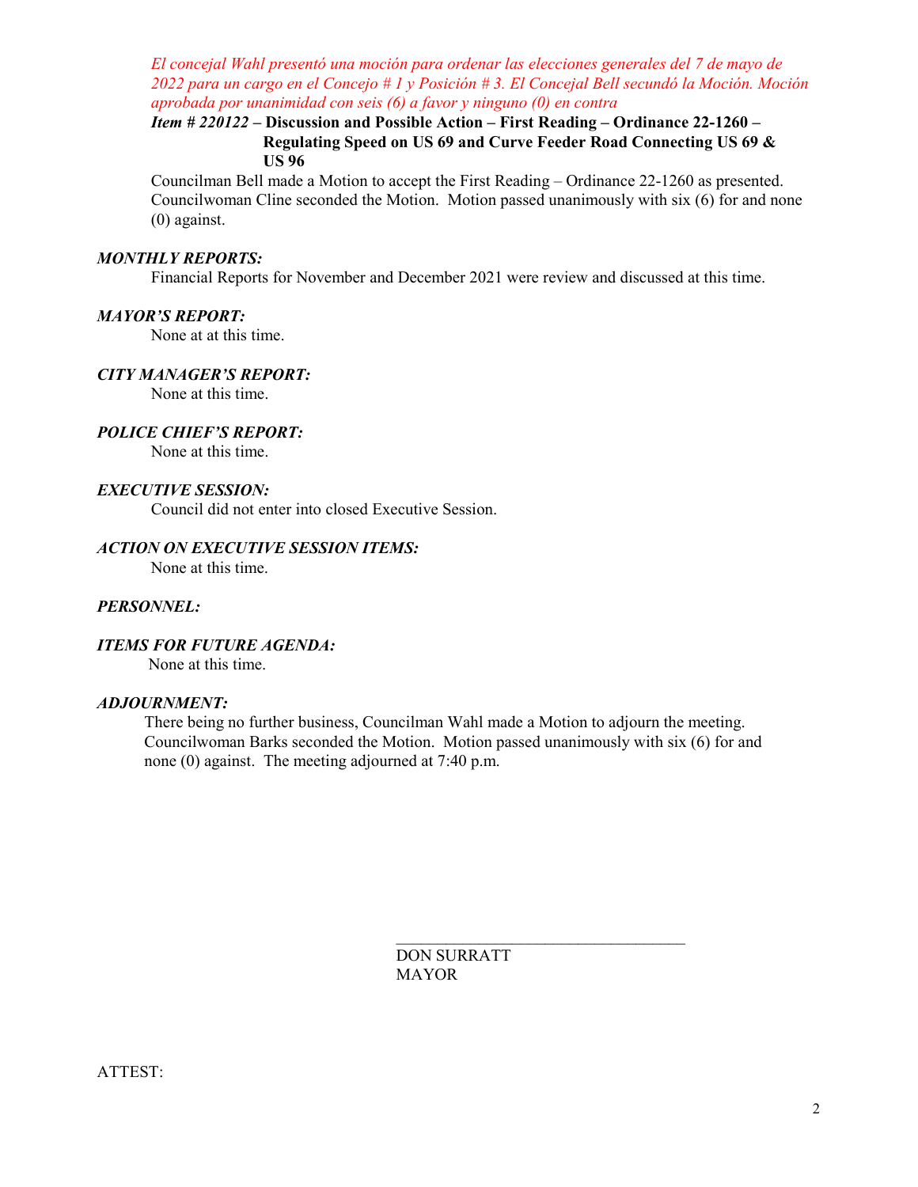*El concejal Wahl presentó una moción para ordenar las elecciones generales del 7 de mayo de 2022 para un cargo en el Concejo # 1 y Posición # 3. El Concejal Bell secundó la Moción. Moción aprobada por unanimidad con seis (6) a favor y ninguno (0) en contra*

***Item # 220122* – Discussion and Possible Action – First Reading – Ordinance 22-1260 – Regulating Speed on US 69 and Curve Feeder Road Connecting US 69 & US 96**

Councilman Bell made a Motion to accept the First Reading – Ordinance 22-1260 as presented. Councilwoman Cline seconded the Motion. Motion passed unanimously with six (6) for and none (0) against.

***MONTHLY REPORTS:***

Financial Reports for November and December 2021 were review and discussed at this time.

***MAYOR'S REPORT:***

None at at this time.

***CITY MANAGER'S REPORT:***

None at this time.

***POLICE CHIEF'S REPORT:***

None at this time.

***EXECUTIVE SESSION:***

Council did not enter into closed Executive Session.

***ACTION ON EXECUTIVE SESSION ITEMS:***

None at this time.

***PERSONNEL:***

***ITEMS FOR FUTURE AGENDA:***

None at this time.

***ADJOURNMENT:***

There being no further business, Councilman Wahl made a Motion to adjourn the meeting. Councilwoman Barks seconded the Motion. Motion passed unanimously with six (6) for and none (0) against. The meeting adjourned at 7:40 p.m.

\_\_\_\_\_\_\_\_\_\_\_\_\_\_\_\_\_\_\_\_\_\_\_\_\_\_\_\_\_\_\_\_\_\_\_\_

DON SURRATT
MAYOR

ATTEST: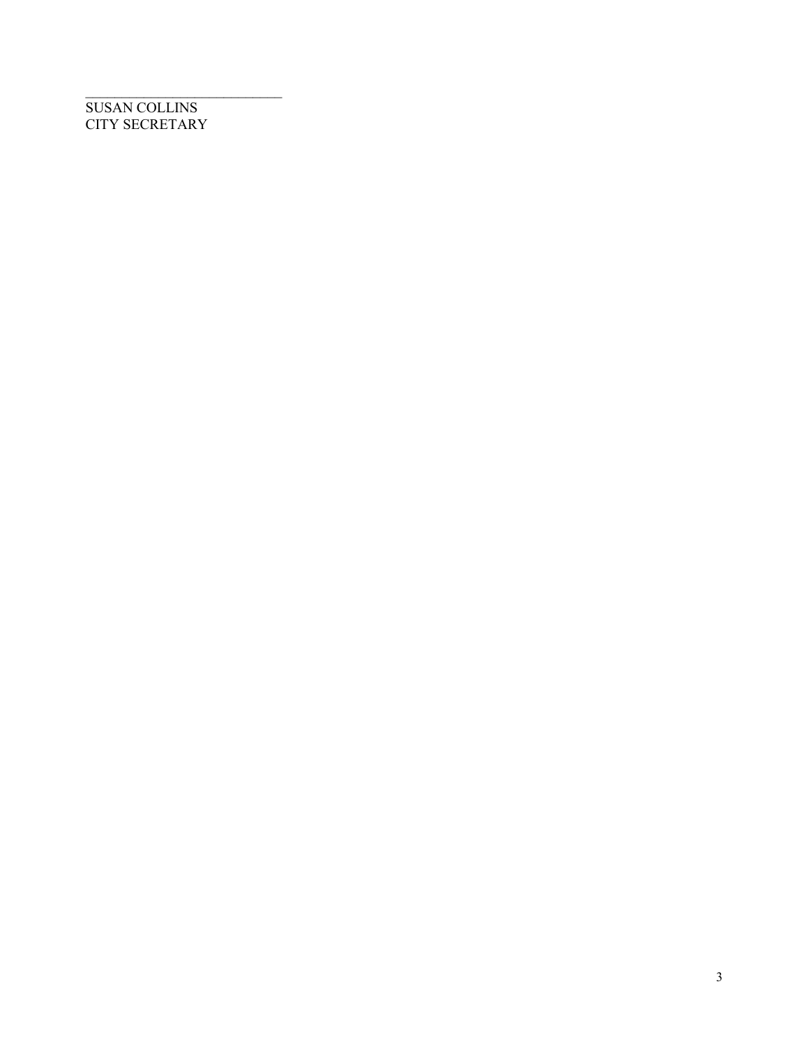______________________________

SUSAN COLLINS
CITY SECRETARY